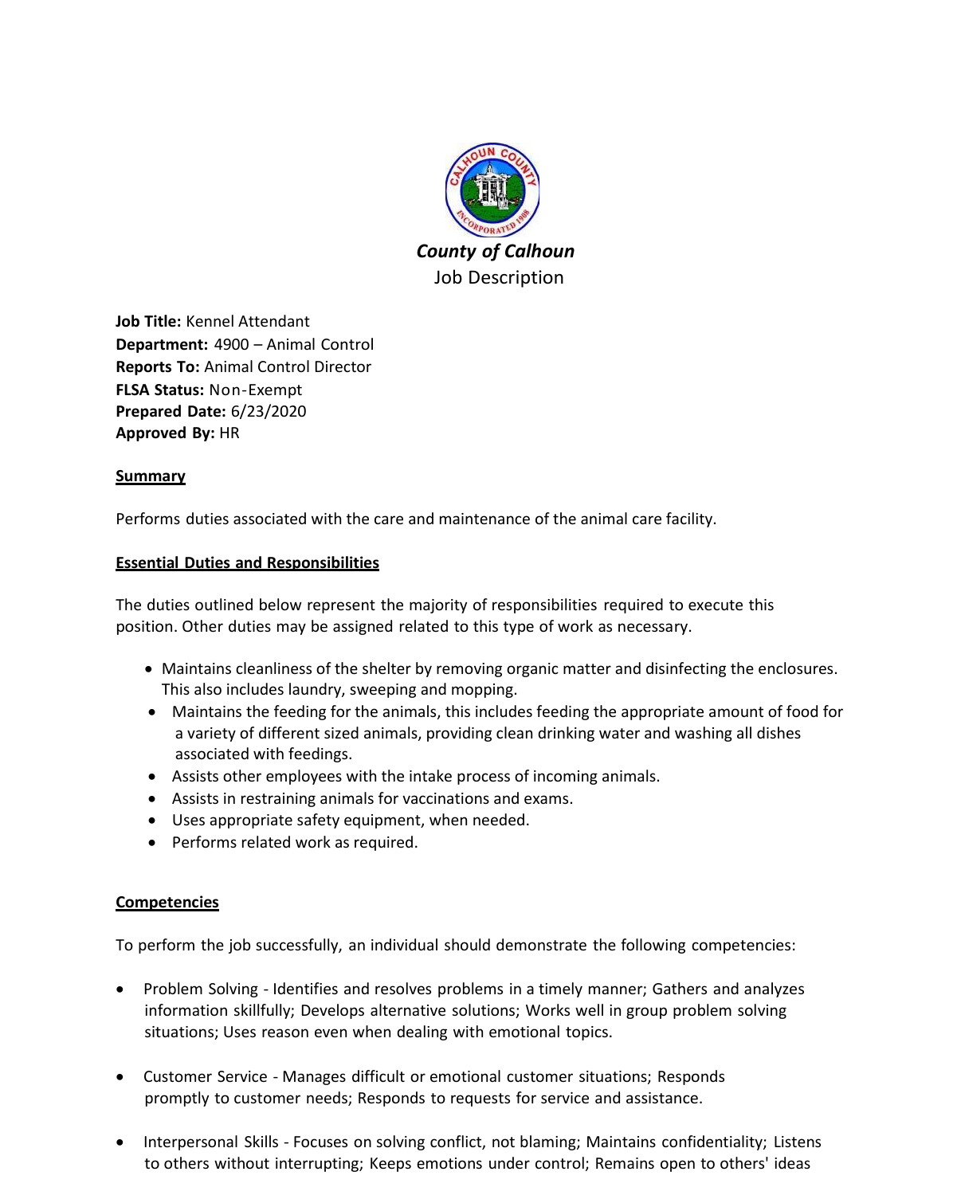# *County of Calhoun*

Job Description

**Job Title:** Kennel Attendant
**Department:** 4900 – Animal Control
**Reports To:** Animal Control Director
**FLSA Status:** Non-Exempt
**Prepared Date:** 6/23/2020
**Approved By:** HR

## Summary

Performs duties associated with the care and maintenance of the animal care facility.

## Essential Duties and Responsibilities

The duties outlined below represent the majority of responsibilities required to execute this position. Other duties may be assigned related to this type of work as necessary.

- Maintains cleanliness of the shelter by removing organic matter and disinfecting the enclosures. This also includes laundry, sweeping and mopping.
- Maintains the feeding for the animals, this includes feeding the appropriate amount of food for a variety of different sized animals, providing clean drinking water and washing all dishes associated with feedings.
- Assists other employees with the intake process of incoming animals.
- Assists in restraining animals for vaccinations and exams.
- Uses appropriate safety equipment, when needed.
- Performs related work as required.

## Competencies

To perform the job successfully, an individual should demonstrate the following competencies:

- Problem Solving - Identifies and resolves problems in a timely manner; Gathers and analyzes information skillfully; Develops alternative solutions; Works well in group problem solving situations; Uses reason even when dealing with emotional topics.
- Customer Service - Manages difficult or emotional customer situations; Responds promptly to customer needs; Responds to requests for service and assistance.
- Interpersonal Skills - Focuses on solving conflict, not blaming; Maintains confidentiality; Listens to others without interrupting; Keeps emotions under control; Remains open to others' ideas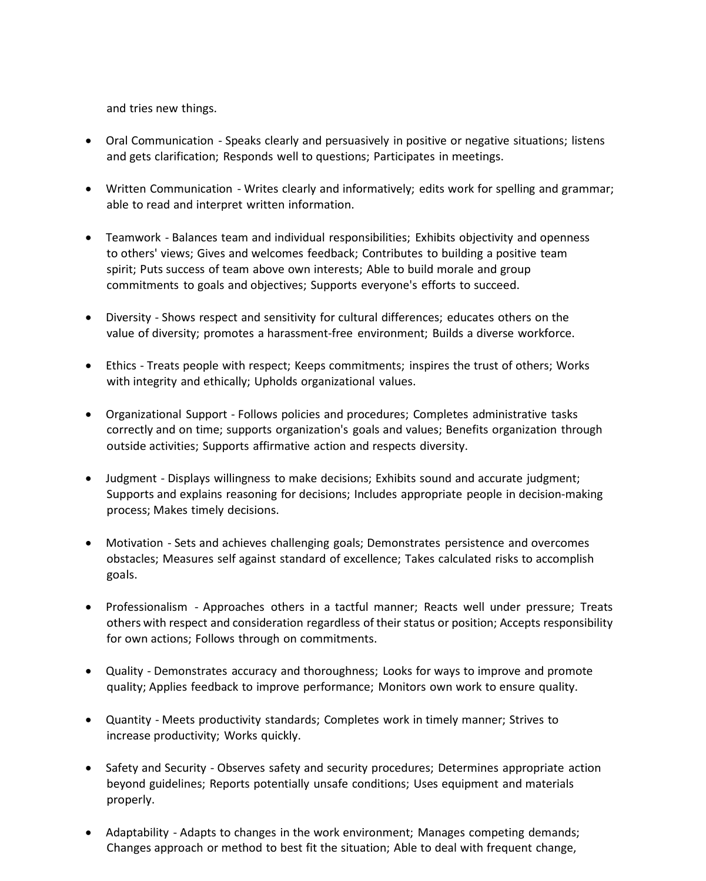and tries new things.

- Oral Communication - Speaks clearly and persuasively in positive or negative situations; listens and gets clarification; Responds well to questions; Participates in meetings.

- Written Communication - Writes clearly and informatively; edits work for spelling and grammar; able to read and interpret written information.

- Teamwork - Balances team and individual responsibilities; Exhibits objectivity and openness to others' views; Gives and welcomes feedback; Contributes to building a positive team spirit; Puts success of team above own interests; Able to build morale and group commitments to goals and objectives; Supports everyone's efforts to succeed.

- Diversity - Shows respect and sensitivity for cultural differences; educates others on the value of diversity; promotes a harassment-free environment; Builds a diverse workforce.

- Ethics - Treats people with respect; Keeps commitments; inspires the trust of others; Works with integrity and ethically; Upholds organizational values.

- Organizational Support - Follows policies and procedures; Completes administrative tasks correctly and on time; supports organization's goals and values; Benefits organization through outside activities; Supports affirmative action and respects diversity.

- Judgment - Displays willingness to make decisions; Exhibits sound and accurate judgment; Supports and explains reasoning for decisions; Includes appropriate people in decision-making process; Makes timely decisions.

- Motivation - Sets and achieves challenging goals; Demonstrates persistence and overcomes obstacles; Measures self against standard of excellence; Takes calculated risks to accomplish goals.

- Professionalism - Approaches others in a tactful manner; Reacts well under pressure; Treats others with respect and consideration regardless of their status or position; Accepts responsibility for own actions; Follows through on commitments.

- Quality - Demonstrates accuracy and thoroughness; Looks for ways to improve and promote quality; Applies feedback to improve performance; Monitors own work to ensure quality.

- Quantity - Meets productivity standards; Completes work in timely manner; Strives to increase productivity; Works quickly.

- Safety and Security - Observes safety and security procedures; Determines appropriate action beyond guidelines; Reports potentially unsafe conditions; Uses equipment and materials properly.

- Adaptability - Adapts to changes in the work environment; Manages competing demands; Changes approach or method to best fit the situation; Able to deal with frequent change,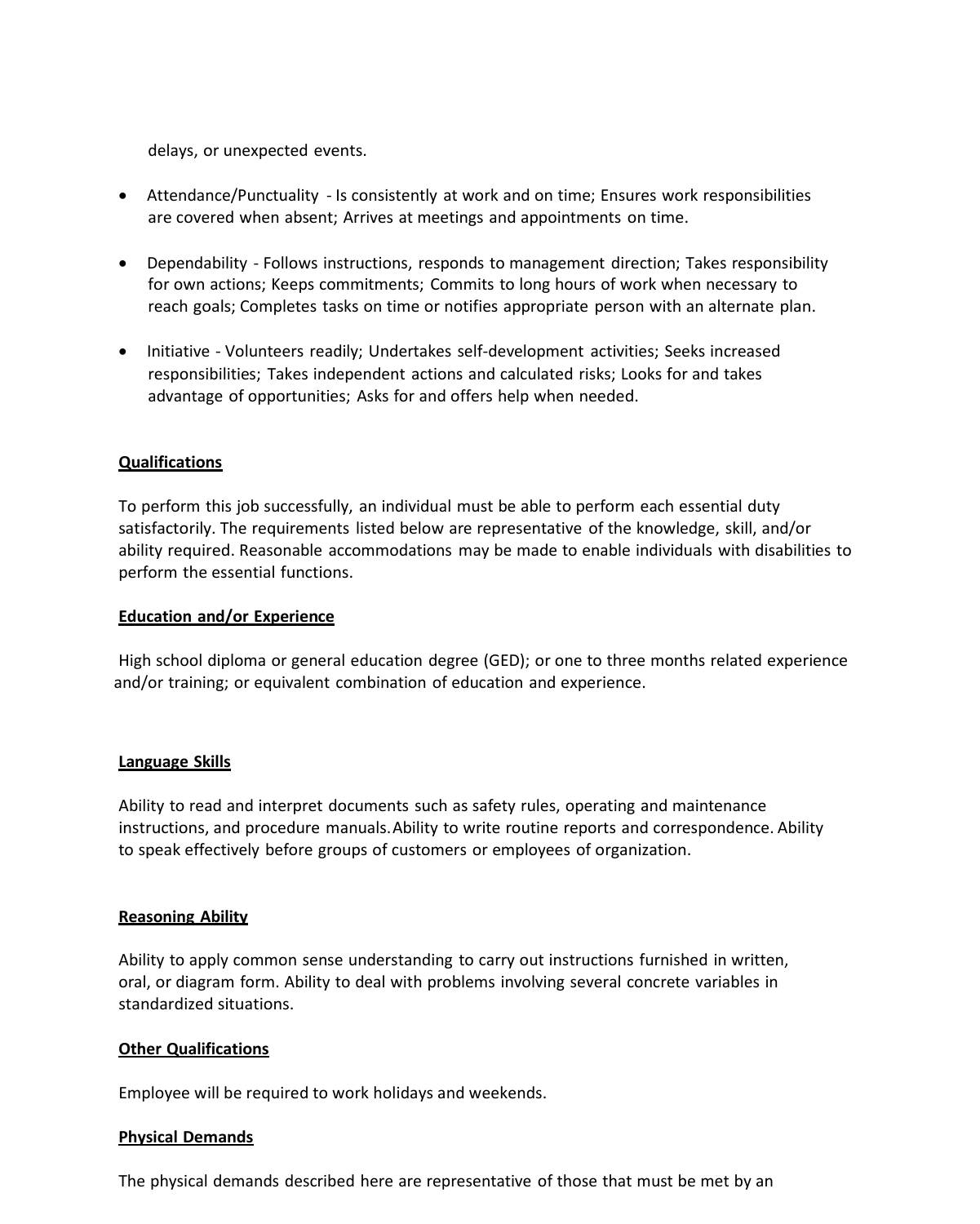delays, or unexpected events.

- Attendance/Punctuality - Is consistently at work and on time; Ensures work responsibilities are covered when absent; Arrives at meetings and appointments on time.

- Dependability - Follows instructions, responds to management direction; Takes responsibility for own actions; Keeps commitments; Commits to long hours of work when necessary to reach goals; Completes tasks on time or notifies appropriate person with an alternate plan.

- Initiative - Volunteers readily; Undertakes self-development activities; Seeks increased responsibilities; Takes independent actions and calculated risks; Looks for and takes advantage of opportunities; Asks for and offers help when needed.

**Qualifications**

To perform this job successfully, an individual must be able to perform each essential duty satisfactorily. The requirements listed below are representative of the knowledge, skill, and/or ability required. Reasonable accommodations may be made to enable individuals with disabilities to perform the essential functions.

**Education and/or Experience**

High school diploma or general education degree (GED); or one to three months related experience and/or training; or equivalent combination of education and experience.

**Language Skills**

Ability to read and interpret documents such as safety rules, operating and maintenance instructions, and procedure manuals. Ability to write routine reports and correspondence. Ability to speak effectively before groups of customers or employees of organization.

**Reasoning Ability**

Ability to apply common sense understanding to carry out instructions furnished in written, oral, or diagram form. Ability to deal with problems involving several concrete variables in standardized situations.

**Other Qualifications**

Employee will be required to work holidays and weekends.

**Physical Demands**

The physical demands described here are representative of those that must be met by an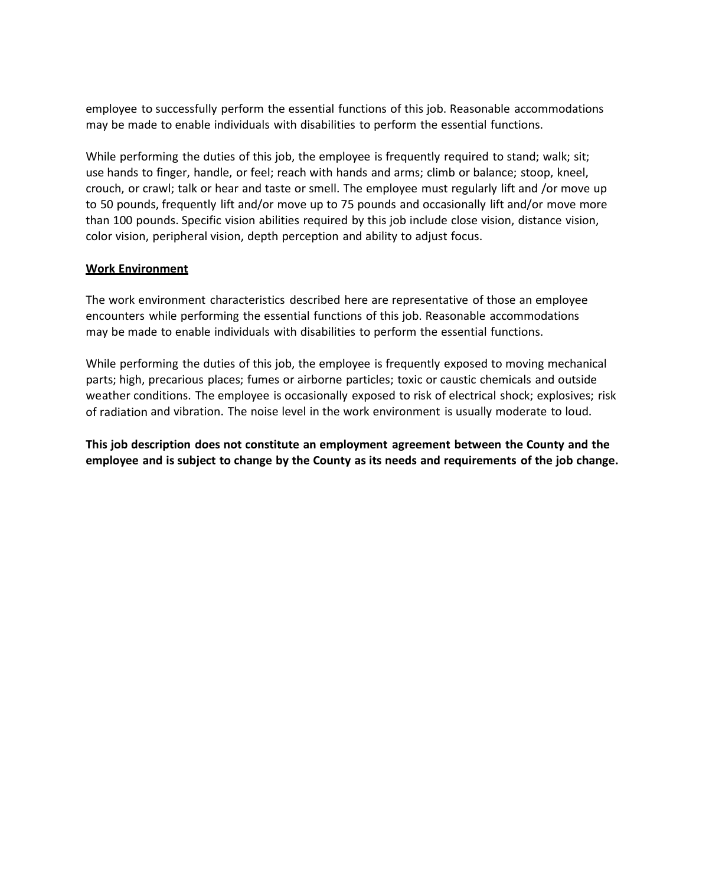employee to successfully perform the essential functions of this job. Reasonable accommodations may be made to enable individuals with disabilities to perform the essential functions.

While performing the duties of this job, the employee is frequently required to stand; walk; sit; use hands to finger, handle, or feel; reach with hands and arms; climb or balance; stoop, kneel, crouch, or crawl; talk or hear and taste or smell. The employee must regularly lift and /or move up to 50 pounds, frequently lift and/or move up to 75 pounds and occasionally lift and/or move more than 100 pounds. Specific vision abilities required by this job include close vision, distance vision, color vision, peripheral vision, depth perception and ability to adjust focus.

## Work Environment

The work environment characteristics described here are representative of those an employee encounters while performing the essential functions of this job. Reasonable accommodations may be made to enable individuals with disabilities to perform the essential functions.

While performing the duties of this job, the employee is frequently exposed to moving mechanical parts; high, precarious places; fumes or airborne particles; toxic or caustic chemicals and outside weather conditions. The employee is occasionally exposed to risk of electrical shock; explosives; risk of radiation and vibration. The noise level in the work environment is usually moderate to loud.

**This job description does not constitute an employment agreement between the County and the employee and is subject to change by the County as its needs and requirements of the job change.**